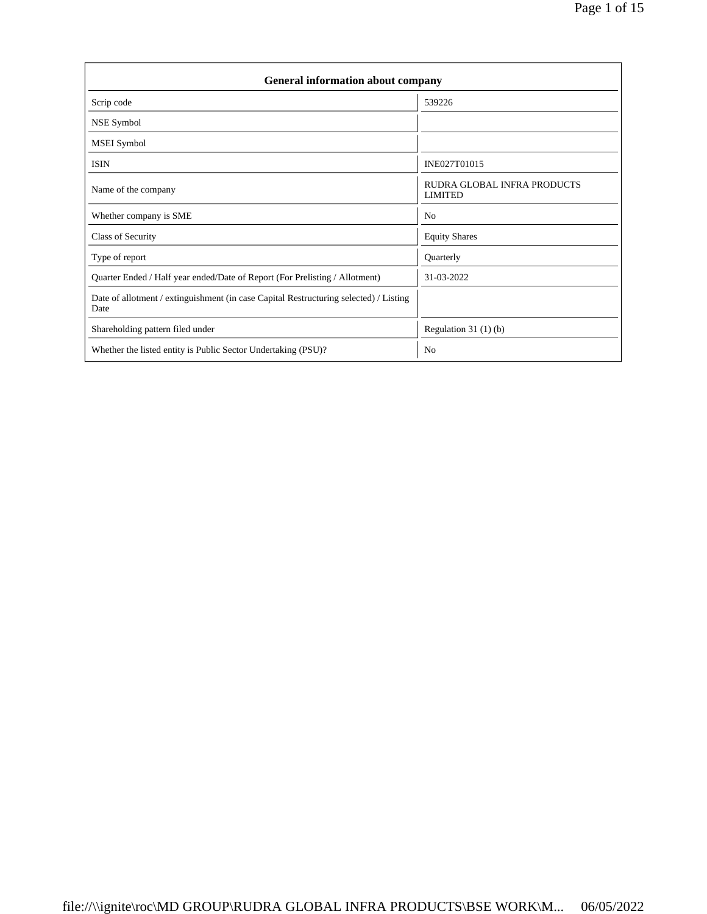| General information about company | |
|---|---|
| Scrip code | 539226 |
| NSE Symbol | |
| MSEI Symbol | |
| ISIN | INE027T01015 |
| Name of the company | RUDRA GLOBAL INFRA PRODUCTS LIMITED |
| Whether company is SME | No |
| Class of Security | Equity Shares |
| Type of report | Quarterly |
| Quarter Ended / Half year ended/Date of Report (For Prelisting / Allotment) | 31-03-2022 |
| Date of allotment / extinguishment (in case Capital Restructuring selected) / Listing Date | |
| Shareholding pattern filed under | Regulation 31 (1) (b) |
| Whether the listed entity is Public Sector Undertaking (PSU)? | No |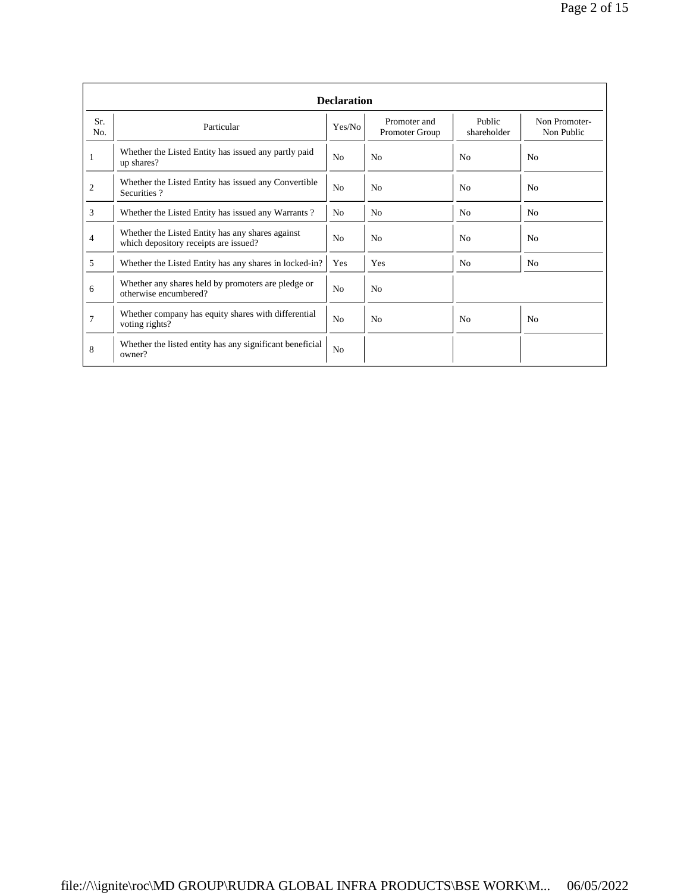| Declaration | | | | | |
|---|---|---|---|---|---|
| Sr. No. | Particular | Yes/No | Promoter and Promoter Group | Public shareholder | Non Promoter-Non Public |
| 1 | Whether the Listed Entity has issued any partly paid up shares? | No | No | No | No |
| 2 | Whether the Listed Entity has issued any Convertible Securities ? | No | No | No | No |
| 3 | Whether the Listed Entity has issued any Warrants ? | No | No | No | No |
| 4 | Whether the Listed Entity has any shares against which depository receipts are issued? | No | No | No | No |
| 5 | Whether the Listed Entity has any shares in locked-in? | Yes | Yes | No | No |
| 6 | Whether any shares held by promoters are pledge or otherwise encumbered? | No | No | | |
| 7 | Whether company has equity shares with differential voting rights? | No | No | No | No |
| 8 | Whether the listed entity has any significant beneficial owner? | No | | | |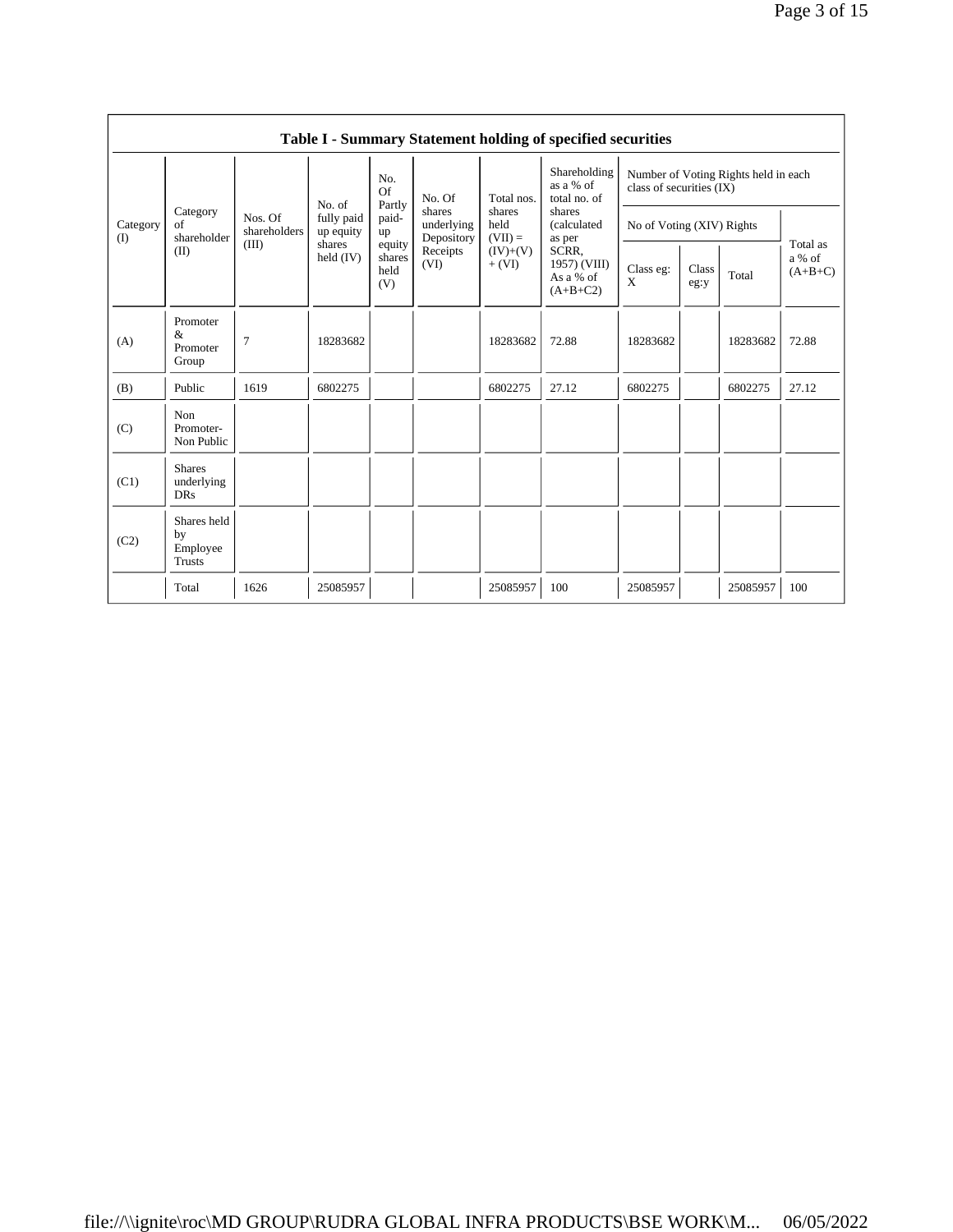**Table I - Summary Statement holding of specified securities**

| Category (I) | Category of shareholder (II) | Nos. Of shareholders (III) | No. of fully paid up equity shares held (IV) | No. Of Partly paid-up equity shares held (V) | No. Of shares underlying Depository Receipts (VI) | Total nos. shares held (VII) = (IV)+(V)+ (VI) | Shareholding as a % of total no. of shares (calculated as per SCRR, 1957) (VIII) As a % of (A+B+C2) | Number of Voting Rights held in each class of securities (IX) | | | |
|---|---|---|---|---|---|---|---|---|---|---|---|
| | | | | | | | | No of Voting (XIV) Rights | | | Total as a % of (A+B+C) |
| | | | | | | | | Class eg: X | Class eg:y | Total | |
| (A) | Promoter & Promoter Group | 7 | 18283682 | | | 18283682 | 72.88 | 18283682 | | 18283682 | 72.88 |
| (B) | Public | 1619 | 6802275 | | | 6802275 | 27.12 | 6802275 | | 6802275 | 27.12 |
| (C) | Non Promoter- Non Public | | | | | | | | | | |
| (C1) | Shares underlying DRs | | | | | | | | | | |
| (C2) | Shares held by Employee Trusts | | | | | | | | | | |
| | Total | 1626 | 25085957 | | | 25085957 | 100 | 25085957 | | 25085957 | 100 |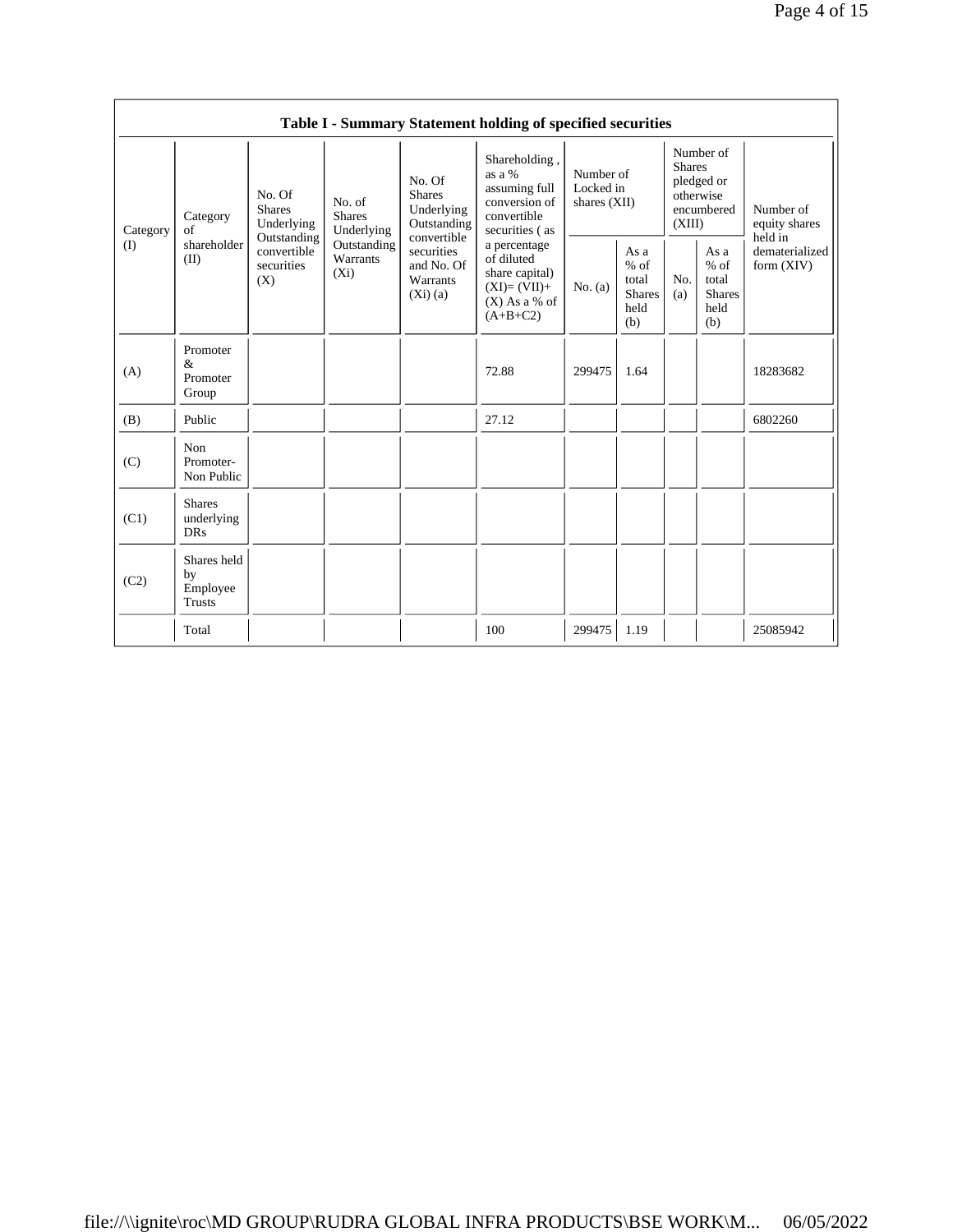**Table I - Summary Statement holding of specified securities**

| Category (I) | Category of shareholder (II) | No. Of Shares Underlying Outstanding convertible securities (X) | No. of Shares Underlying Outstanding Warrants (Xi) | No. Of Shares Underlying Outstanding convertible securities and No. Of Warrants (Xi) (a) | Shareholding , as a % assuming full conversion of convertible securities ( as a percentage of diluted share capital) (XI)= (VII)+(X) As a % of (A+B+C2) | Number of Locked in shares (XII) | | Number of Shares pledged or otherwise encumbered (XIII) | | Number of equity shares held in dematerialized form (XIV) |
|---|---|---|---|---|---|---|---|---|---|---|
| | | | | | | No. (a) | As a % of total Shares held (b) | No. (a) | As a % of total Shares held (b) | |
| (A) | Promoter & Promoter Group | | | | 72.88 | 299475 | 1.64 | | | 18283682 |
| (B) | Public | | | | 27.12 | | | | | 6802260 |
| (C) | Non Promoter- Non Public | | | | | | | | | |
| (C1) | Shares underlying DRs | | | | | | | | | |
| (C2) | Shares held by Employee Trusts | | | | | | | | | |
| | Total | | | | 100 | 299475 | 1.19 | | | 25085942 |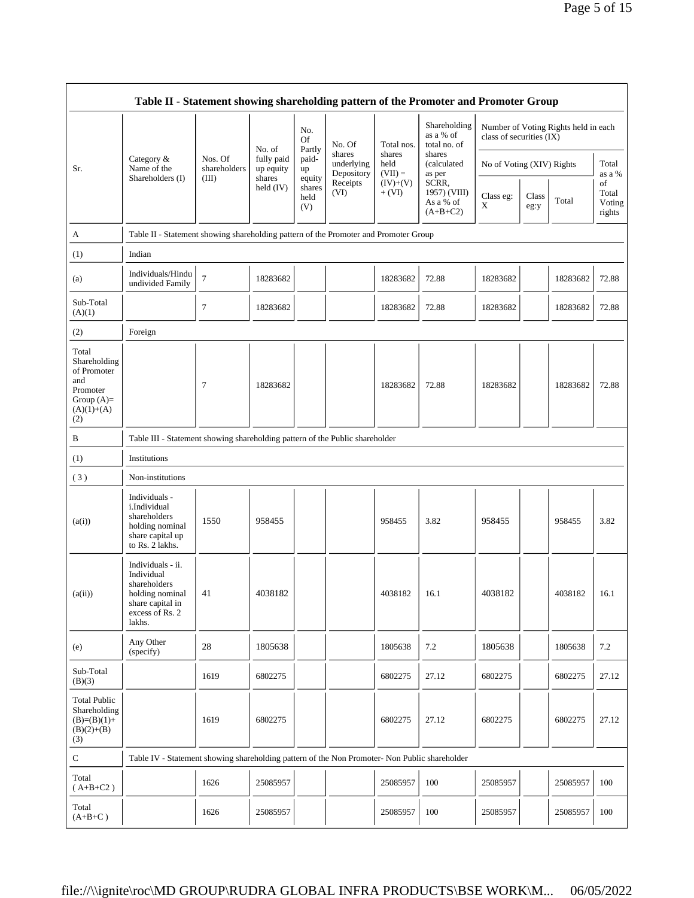| Table II - Statement showing shareholding pattern of the Promoter and Promoter Group | | | | | | | | | | | | |
|---|---|---|---|---|---|---|---|---|---|---|---|---|
| Sr. | Category & Name of the Shareholders (I) | Nos. Of shareholders (III) | No. of fully paid up equity shares held (IV) | No. Of Partly paid-up equity shares held (V) | No. Of shares underlying Depository Receipts (VI) | Total nos. shares held (VII) = (IV)+(V)+ (VI) | Shareholding as a % of total no. of shares (calculated as per SCRR, 1957) (VIII) As a % of (A+B+C2) | Number of Voting Rights held in each class of securities (IX) | | | |
| | | | | | | | | No of Voting (XIV) Rights | | | Total as a % of Total Voting rights |
| | | | | | | | | Class eg: X | Class eg:y | Total | |
| A | Table II - Statement showing shareholding pattern of the Promoter and Promoter Group | | | | | | | | | | |
| (1) | Indian | | | | | | | | | | |
| (a) | Individuals/Hindu undivided Family | 7 | 18283682 | | | 18283682 | 72.88 | 18283682 | | 18283682 | 72.88 |
| Sub-Total (A)(1) | | 7 | 18283682 | | | 18283682 | 72.88 | 18283682 | | 18283682 | 72.88 |
| (2) | Foreign | | | | | | | | | | |
| Total Shareholding of Promoter and Promoter Group (A)=(A)(1)+(A)(2) | | 7 | 18283682 | | | 18283682 | 72.88 | 18283682 | | 18283682 | 72.88 |
| B | Table III - Statement showing shareholding pattern of the Public shareholder | | | | | | | | | | |
| (1) | Institutions | | | | | | | | | | |
| (3) | Non-institutions | | | | | | | | | | |
| (a(i)) | Individuals - i.Individual shareholders holding nominal share capital up to Rs. 2 lakhs. | 1550 | 958455 | | | 958455 | 3.82 | 958455 | | 958455 | 3.82 |
| (a(ii)) | Individuals - ii. Individual shareholders holding nominal share capital in excess of Rs. 2 lakhs. | 41 | 4038182 | | | 4038182 | 16.1 | 4038182 | | 4038182 | 16.1 |
| (e) | Any Other (specify) | 28 | 1805638 | | | 1805638 | 7.2 | 1805638 | | 1805638 | 7.2 |
| Sub-Total (B)(3) | | 1619 | 6802275 | | | 6802275 | 27.12 | 6802275 | | 6802275 | 27.12 |
| Total Public Shareholding (B)=(B)(1)+(B)(2)+(B)(3) | | 1619 | 6802275 | | | 6802275 | 27.12 | 6802275 | | 6802275 | 27.12 |
| C | Table IV - Statement showing shareholding pattern of the Non Promoter- Non Public shareholder | | | | | | | | | | |
| Total ( A+B+C2 ) | | 1626 | 25085957 | | | 25085957 | 100 | 25085957 | | 25085957 | 100 |
| Total (A+B+C ) | | 1626 | 25085957 | | | 25085957 | 100 | 25085957 | | 25085957 | 100 |

file://\\ignite\roc\MD GROUP\RUDRA GLOBAL INFRA PRODUCTS\BSE WORK\M... 06/05/2022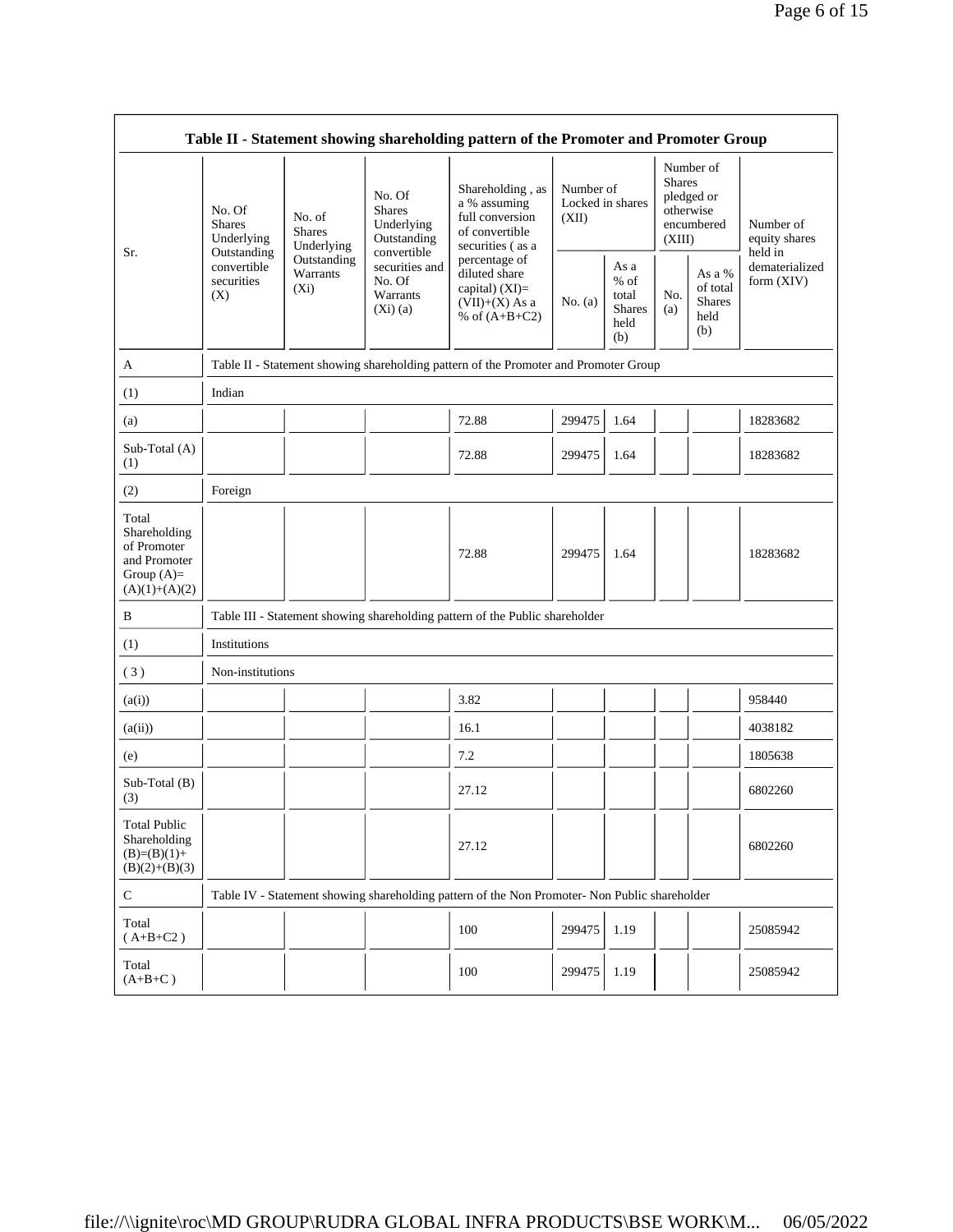| Table II - Statement showing shareholding pattern of the Promoter and Promoter Group | | | | | | | | | |
|---|---|---|---|---|---|---|---|---|---|
| Sr. | No. Of Shares Underlying Outstanding convertible securities (X) | No. of Shares Underlying Outstanding Warrants (Xi) | No. Of Shares Underlying Outstanding convertible securities and No. Of Warrants (Xi) (a) | Shareholding , as a % assuming full conversion of convertible securities ( as a percentage of diluted share capital) (XI)= (VII)+(X) As a % of (A+B+C2) | Number of Locked in shares (XII) | | Number of Shares pledged or otherwise encumbered (XIII) | | Number of equity shares held in dematerialized form (XIV) |
| | | | | | No. (a) | As a % of total Shares held (b) | No. (a) | As a % of total Shares held (b) | |
| A | Table II - Statement showing shareholding pattern of the Promoter and Promoter Group | | | | | | | | |
| (1) | Indian | | | | | | | | |
| (a) | | | | 72.88 | 299475 | 1.64 | | | 18283682 |
| Sub-Total (A) (1) | | | | 72.88 | 299475 | 1.64 | | | 18283682 |
| (2) | Foreign | | | | | | | | |
| Total Shareholding of Promoter and Promoter Group (A)= (A)(1)+(A)(2) | | | | 72.88 | 299475 | 1.64 | | | 18283682 |
| B | Table III - Statement showing shareholding pattern of the Public shareholder | | | | | | | | |
| (1) | Institutions | | | | | | | | |
| ( 3 ) | Non-institutions | | | | | | | | |
| (a(i)) | | | | 3.82 | | | | | 958440 |
| (a(ii)) | | | | 16.1 | | | | | 4038182 |
| (e) | | | | 7.2 | | | | | 1805638 |
| Sub-Total (B) (3) | | | | 27.12 | | | | | 6802260 |
| Total Public Shareholding (B)=(B)(1)+ (B)(2)+(B)(3) | | | | 27.12 | | | | | 6802260 |
| C | Table IV - Statement showing shareholding pattern of the Non Promoter- Non Public shareholder | | | | | | | | |
| Total ( A+B+C2 ) | | | | 100 | 299475 | 1.19 | | | 25085942 |
| Total (A+B+C ) | | | | 100 | 299475 | 1.19 | | | 25085942 |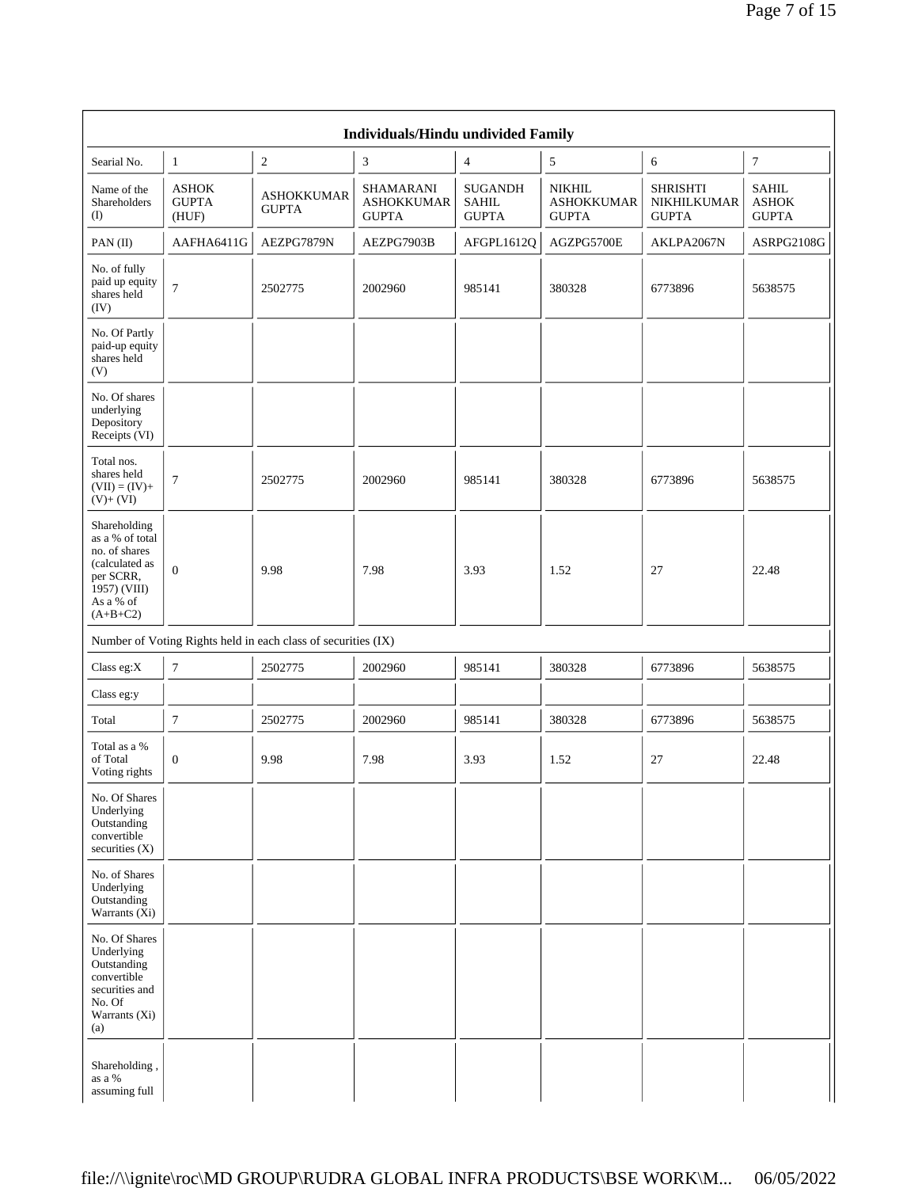| Individuals/Hindu undivided Family | | | | | | | |
|---|---|---|---|---|---|---|---|
| Searial No. | 1 | 2 | 3 | 4 | 5 | 6 | 7 |
| Name of the Shareholders (I) | ASHOK GUPTA (HUF) | ASHOKKUMAR GUPTA | SHAMARANI ASHOKKUMAR GUPTA | SUGANDH SAHIL GUPTA | NIKHIL ASHOKKUMAR GUPTA | SHRISHTI NIKHILKUMAR GUPTA | SAHIL ASHOK GUPTA |
| PAN (II) | AAFHA6411G | AEZPG7879N | AEZPG7903B | AFGPL1612Q | AGZPG5700E | AKLPA2067N | ASRPG2108G |
| No. of fully paid up equity shares held (IV) | 7 | 2502775 | 2002960 | 985141 | 380328 | 6773896 | 5638575 |
| No. Of Partly paid-up equity shares held (V) | | | | | | | |
| No. Of shares underlying Depository Receipts (VI) | | | | | | | |
| Total nos. shares held (VII) = (IV)+ (V)+ (VI) | 7 | 2502775 | 2002960 | 985141 | 380328 | 6773896 | 5638575 |
| Shareholding as a % of total no. of shares (calculated as per SCRR, 1957) (VIII) As a % of (A+B+C2) | 0 | 9.98 | 7.98 | 3.93 | 1.52 | 27 | 22.48 |
| Number of Voting Rights held in each class of securities (IX) | | | | | | | |
| Class eg:X | 7 | 2502775 | 2002960 | 985141 | 380328 | 6773896 | 5638575 |
| Class eg:y | | | | | | | |
| Total | 7 | 2502775 | 2002960 | 985141 | 380328 | 6773896 | 5638575 |
| Total as a % of Total Voting rights | 0 | 9.98 | 7.98 | 3.93 | 1.52 | 27 | 22.48 |
| No. Of Shares Underlying Outstanding convertible securities (X) | | | | | | | |
| No. of Shares Underlying Outstanding Warrants (Xi) | | | | | | | |
| No. Of Shares Underlying Outstanding convertible securities and No. Of Warrants (Xi) (a) | | | | | | | |
| Shareholding , as a % assuming full | | | | | | | |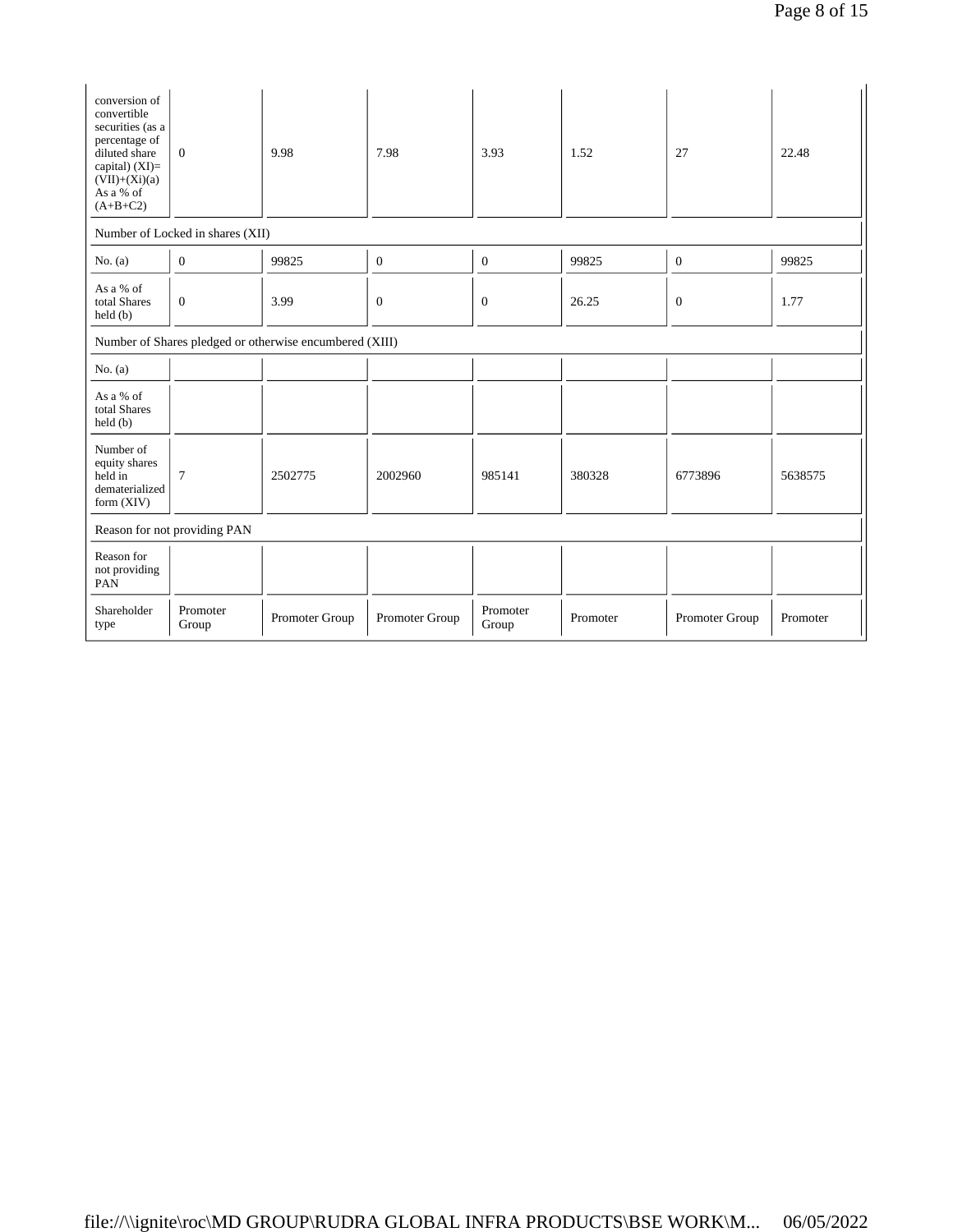| conversion of convertible securities (as a percentage of diluted share capital) (XI)= (VII)+(Xi)(a) As a % of (A+B+C2) | 0 | 9.98 | 7.98 | 3.93 | 1.52 | 27 | 22.48 |
|---|---|---|---|---|---|---|---|
| Number of Locked in shares (XII) | | | | | | | |
| No. (a) | 0 | 99825 | 0 | 0 | 99825 | 0 | 99825 |
| As a % of total Shares held (b) | 0 | 3.99 | 0 | 0 | 26.25 | 0 | 1.77 |
| Number of Shares pledged or otherwise encumbered (XIII) | | | | | | | |
| No. (a) | | | | | | | |
| As a % of total Shares held (b) | | | | | | | |
| Number of equity shares held in dematerialized form (XIV) | 7 | 2502775 | 2002960 | 985141 | 380328 | 6773896 | 5638575 |
| Reason for not providing PAN | | | | | | | |
| Reason for not providing PAN | | | | | | | |
| Shareholder type | Promoter Group | Promoter Group | Promoter Group | Promoter Group | Promoter | Promoter Group | Promoter |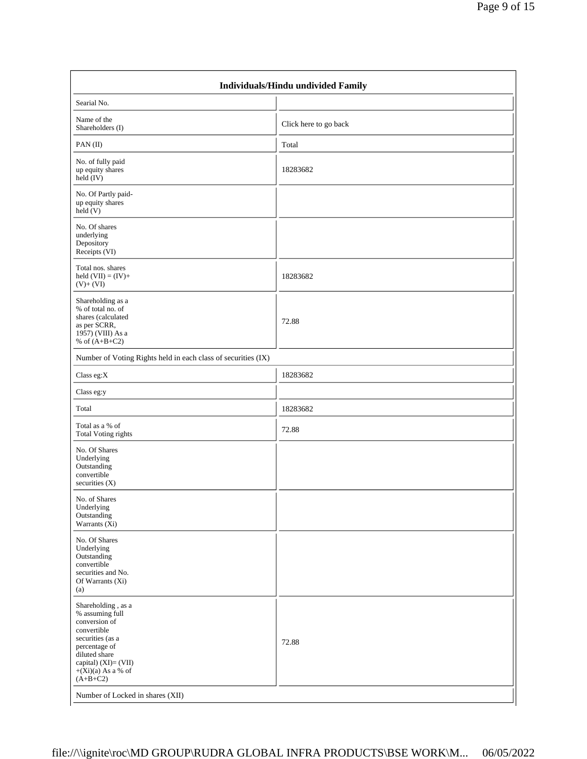| Individuals/Hindu undivided Family | |
|---|---|
| Searial No. | |
| Name of the Shareholders (I) | Click here to go back |
| PAN (II) | Total |
| No. of fully paid up equity shares held (IV) | 18283682 |
| No. Of Partly paid-up equity shares held (V) | |
| No. Of shares underlying Depository Receipts (VI) | |
| Total nos. shares held (VII) = (IV)+(V)+ (VI) | 18283682 |
| Shareholding as a % of total no. of shares (calculated as per SCRR, 1957) (VIII) As a % of (A+B+C2) | 72.88 |
| Number of Voting Rights held in each class of securities (IX) | |
| Class eg:X | 18283682 |
| Class eg:y | |
| Total | 18283682 |
| Total as a % of Total Voting rights | 72.88 |
| No. Of Shares Underlying Outstanding convertible securities (X) | |
| No. of Shares Underlying Outstanding Warrants (Xi) | |
| No. Of Shares Underlying Outstanding convertible securities and No. Of Warrants (Xi) (a) | |
| Shareholding , as a % assuming full conversion of convertible securities (as a percentage of diluted share capital) (XI)= (VII)+(Xi)(a) As a % of (A+B+C2) | 72.88 |
| Number of Locked in shares (XII) | |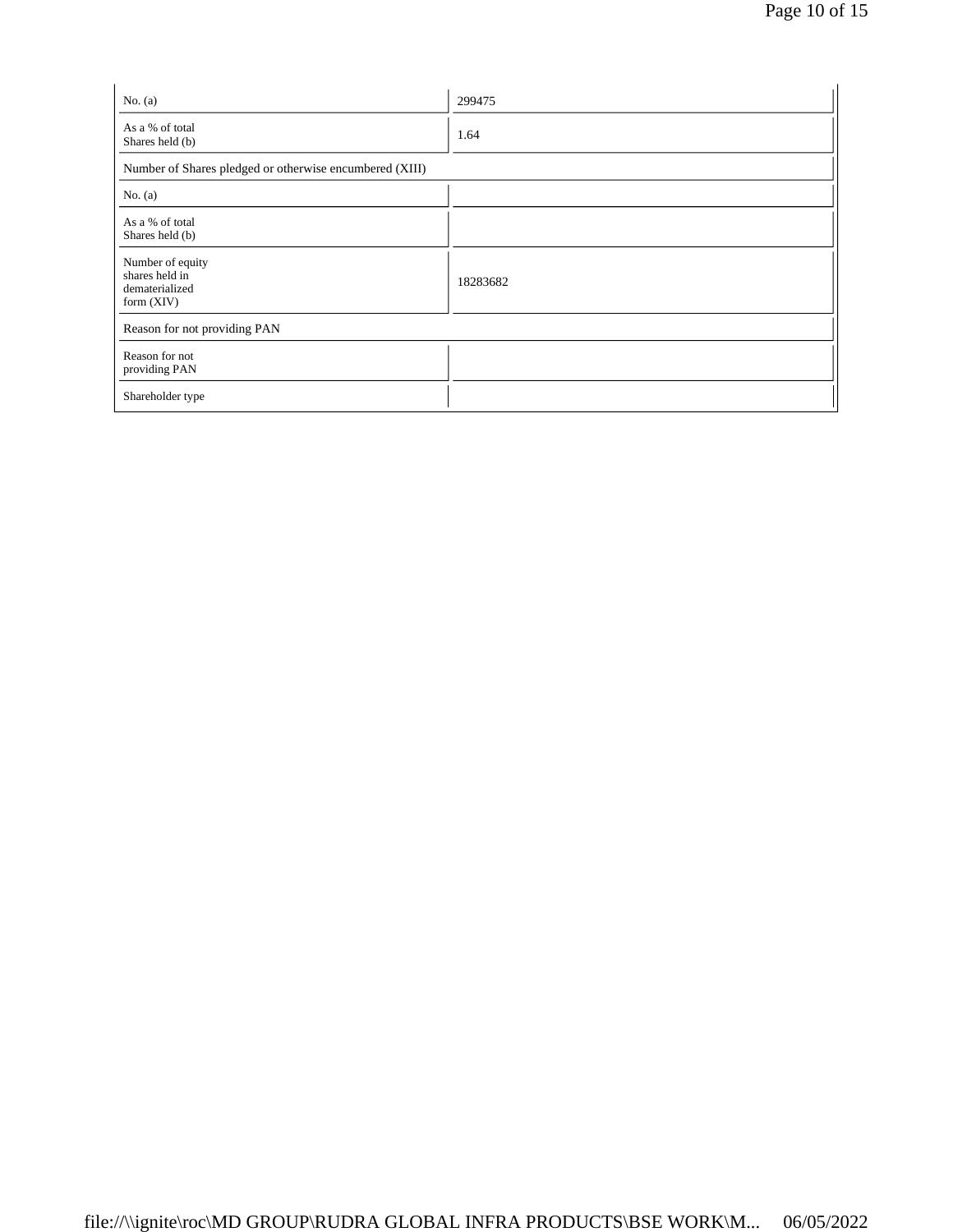| | |
|---|---|
| No. (a) | 299475 |
| As a % of total Shares held (b) | 1.64 |
| Number of Shares pledged or otherwise encumbered (XIII) | |
| No. (a) | |
| As a % of total Shares held (b) | |
| Number of equity shares held in dematerialized form (XIV) | 18283682 |
| Reason for not providing PAN | |
| Reason for not providing PAN | |
| Shareholder type | |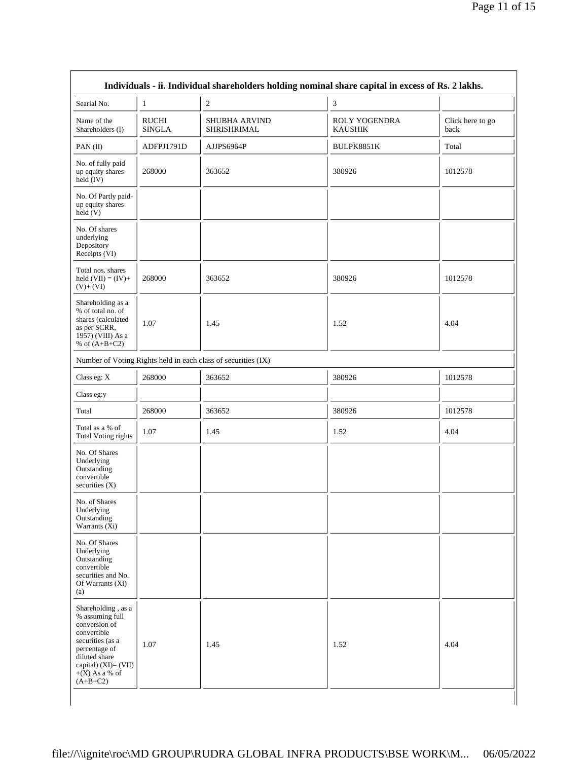| Individuals - ii. Individual shareholders holding nominal share capital in excess of Rs. 2 lakhs. | | | | |
|---|---|---|---|---|
| Searial No. | 1 | 2 | 3 | |
| Name of the Shareholders (I) | RUCHI SINGLA | SHUBHA ARVIND SHRISHRIMAL | ROLY YOGENDRA KAUSHIK | Click here to go back |
| PAN (II) | ADFPJ1791D | AJJPS6964P | BULPK8851K | Total |
| No. of fully paid up equity shares held (IV) | 268000 | 363652 | 380926 | 1012578 |
| No. Of Partly paid-up equity shares held (V) | | | | |
| No. Of shares underlying Depository Receipts (VI) | | | | |
| Total nos. shares held (VII) = (IV)+ (V)+ (VI) | 268000 | 363652 | 380926 | 1012578 |
| Shareholding as a % of total no. of shares (calculated as per SCRR, 1957) (VIII) As a % of (A+B+C2) | 1.07 | 1.45 | 1.52 | 4.04 |
| Number of Voting Rights held in each class of securities (IX) | | | | |
| Class eg: X | 268000 | 363652 | 380926 | 1012578 |
| Class eg:y | | | | |
| Total | 268000 | 363652 | 380926 | 1012578 |
| Total as a % of Total Voting rights | 1.07 | 1.45 | 1.52 | 4.04 |
| No. Of Shares Underlying Outstanding convertible securities (X) | | | | |
| No. of Shares Underlying Outstanding Warrants (Xi) | | | | |
| No. Of Shares Underlying Outstanding convertible securities and No. Of Warrants (Xi) (a) | | | | |
| Shareholding , as a % assuming full conversion of convertible securities (as a percentage of diluted share capital) (XI)= (VII)+(X) As a % of (A+B+C2) | 1.07 | 1.45 | 1.52 | 4.04 |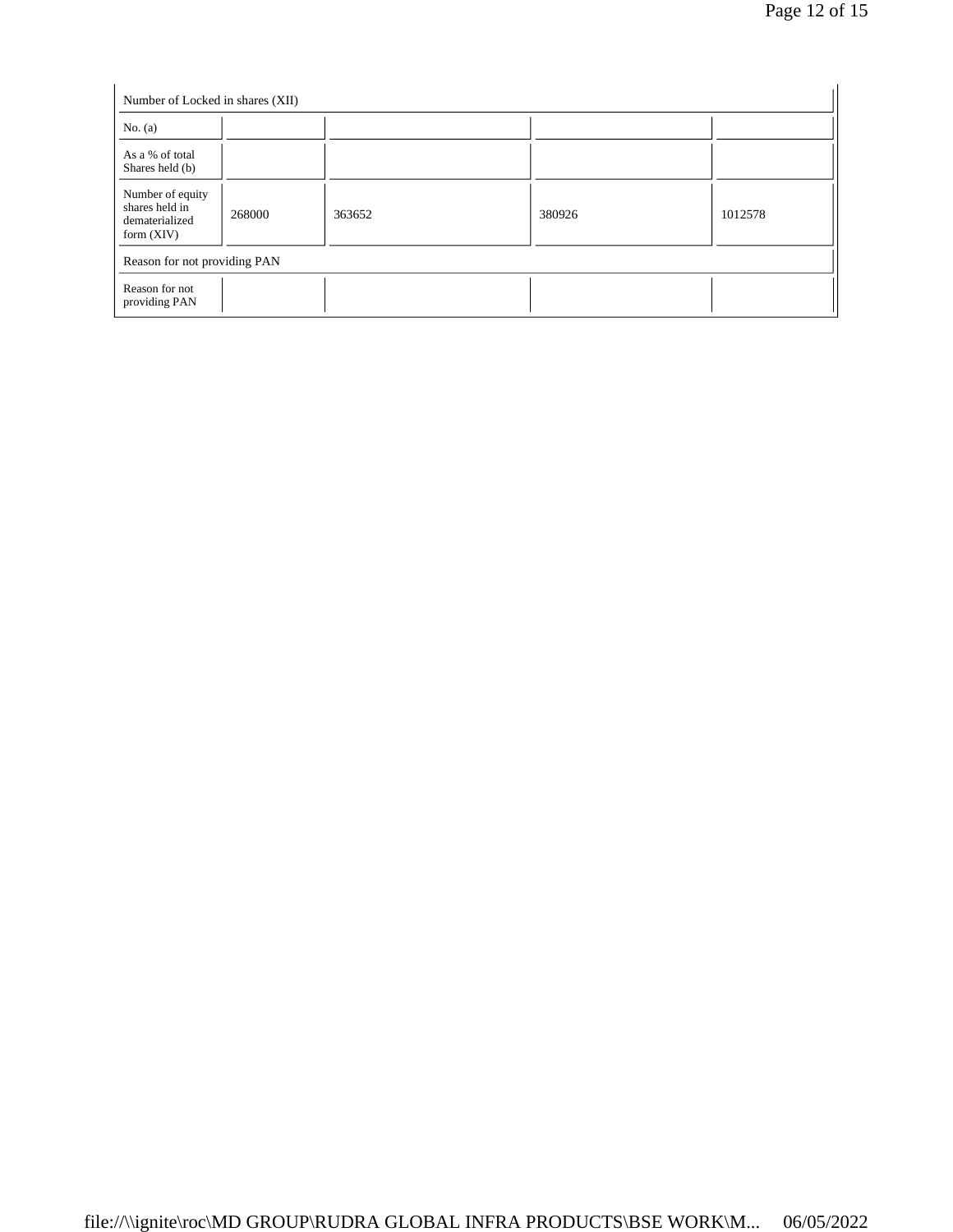| Number of Locked in shares (XII) | | | | |
|---|---|---|---|---|
| No. (a) | | | | |
| As a % of total Shares held (b) | | | | |
| Number of equity shares held in dematerialized form (XIV) | 268000 | 363652 | 380926 | 1012578 |
| Reason for not providing PAN | | | | |
| Reason for not providing PAN | | | | |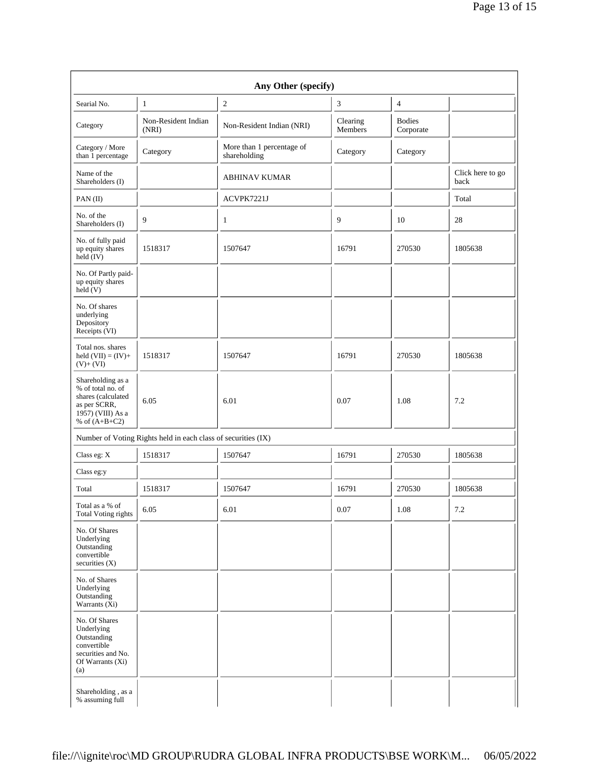| Any Other (specify) | | | | | |
|---|---|---|---|---|---|
| Searial No. | 1 | 2 | 3 | 4 | |
| Category | Non-Resident Indian (NRI) | Non-Resident Indian (NRI) | Clearing Members | Bodies Corporate | |
| Category / More than 1 percentage | Category | More than 1 percentage of shareholding | Category | Category | |
| Name of the Shareholders (I) | | ABHINAV KUMAR | | | Click here to go back |
| PAN (II) | | ACVPK7221J | | | Total |
| No. of the Shareholders (I) | 9 | 1 | 9 | 10 | 28 |
| No. of fully paid up equity shares held (IV) | 1518317 | 1507647 | 16791 | 270530 | 1805638 |
| No. Of Partly paid-up equity shares held (V) | | | | | |
| No. Of shares underlying Depository Receipts (VI) | | | | | |
| Total nos. shares held (VII) = (IV)+ (V)+ (VI) | 1518317 | 1507647 | 16791 | 270530 | 1805638 |
| Shareholding as a % of total no. of shares (calculated as per SCRR, 1957) (VIII) As a % of (A+B+C2) | 6.05 | 6.01 | 0.07 | 1.08 | 7.2 |
| Number of Voting Rights held in each class of securities (IX) | | | | | |
| Class eg: X | 1518317 | 1507647 | 16791 | 270530 | 1805638 |
| Class eg:y | | | | | |
| Total | 1518317 | 1507647 | 16791 | 270530 | 1805638 |
| Total as a % of Total Voting rights | 6.05 | 6.01 | 0.07 | 1.08 | 7.2 |
| No. Of Shares Underlying Outstanding convertible securities (X) | | | | | |
| No. of Shares Underlying Outstanding Warrants (Xi) | | | | | |
| No. Of Shares Underlying Outstanding convertible securities and No. Of Warrants (Xi) (a) | | | | | |
| Shareholding , as a % assuming full | | | | | |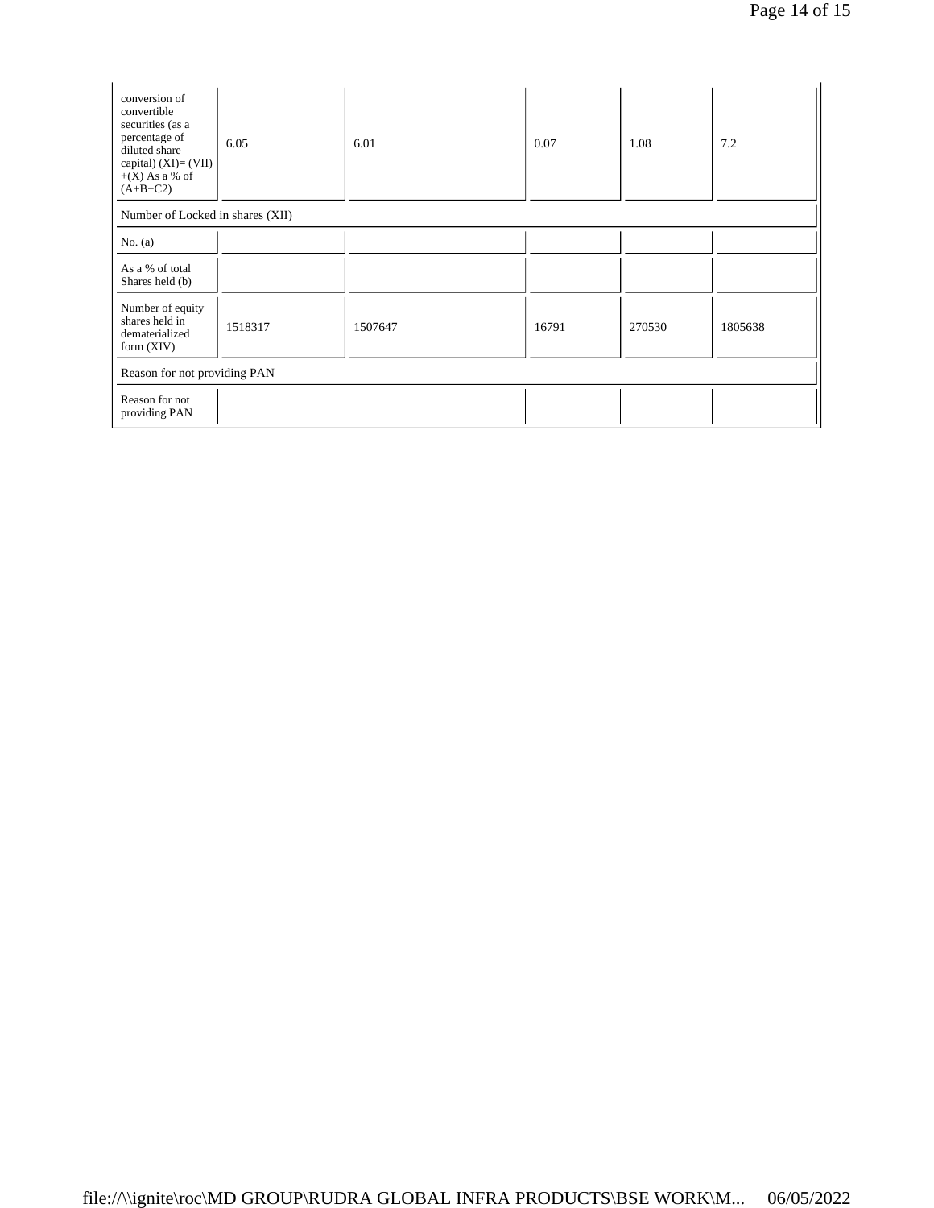| conversion of convertible securities (as a percentage of diluted share capital) (XI)= (VII) +(X) As a % of (A+B+C2) | 6.05 | 6.01 | 0.07 | 1.08 | 7.2 |
|---|---|---|---|---|---|
| Number of Locked in shares (XII) | | | | | |
| No. (a) | | | | | |
| As a % of total Shares held (b) | | | | | |
| Number of equity shares held in dematerialized form (XIV) | 1518317 | 1507647 | 16791 | 270530 | 1805638 |
| Reason for not providing PAN | | | | | |
| Reason for not providing PAN | | | | | |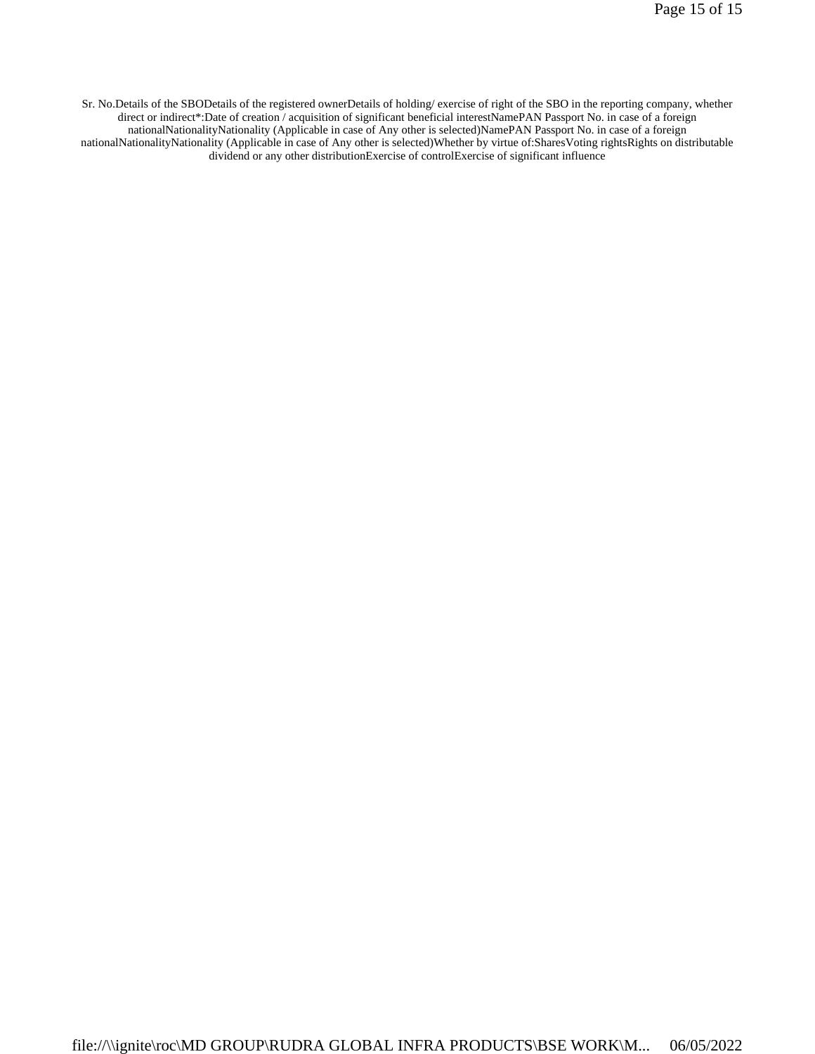Sr. No.Details of the SBODetails of the registered ownerDetails of holding/ exercise of right of the SBO in the reporting company, whether direct or indirect*:Date of creation / acquisition of significant beneficial interestNamePAN Passport No. in case of a foreign nationalNationalityNationality (Applicable in case of Any other is selected)NamePAN Passport No. in case of a foreign nationalNationalityNationality (Applicable in case of Any other is selected)Whether by virtue of:SharesVoting rightsRights on distributable dividend or any other distributionExercise of controlExercise of significant influence